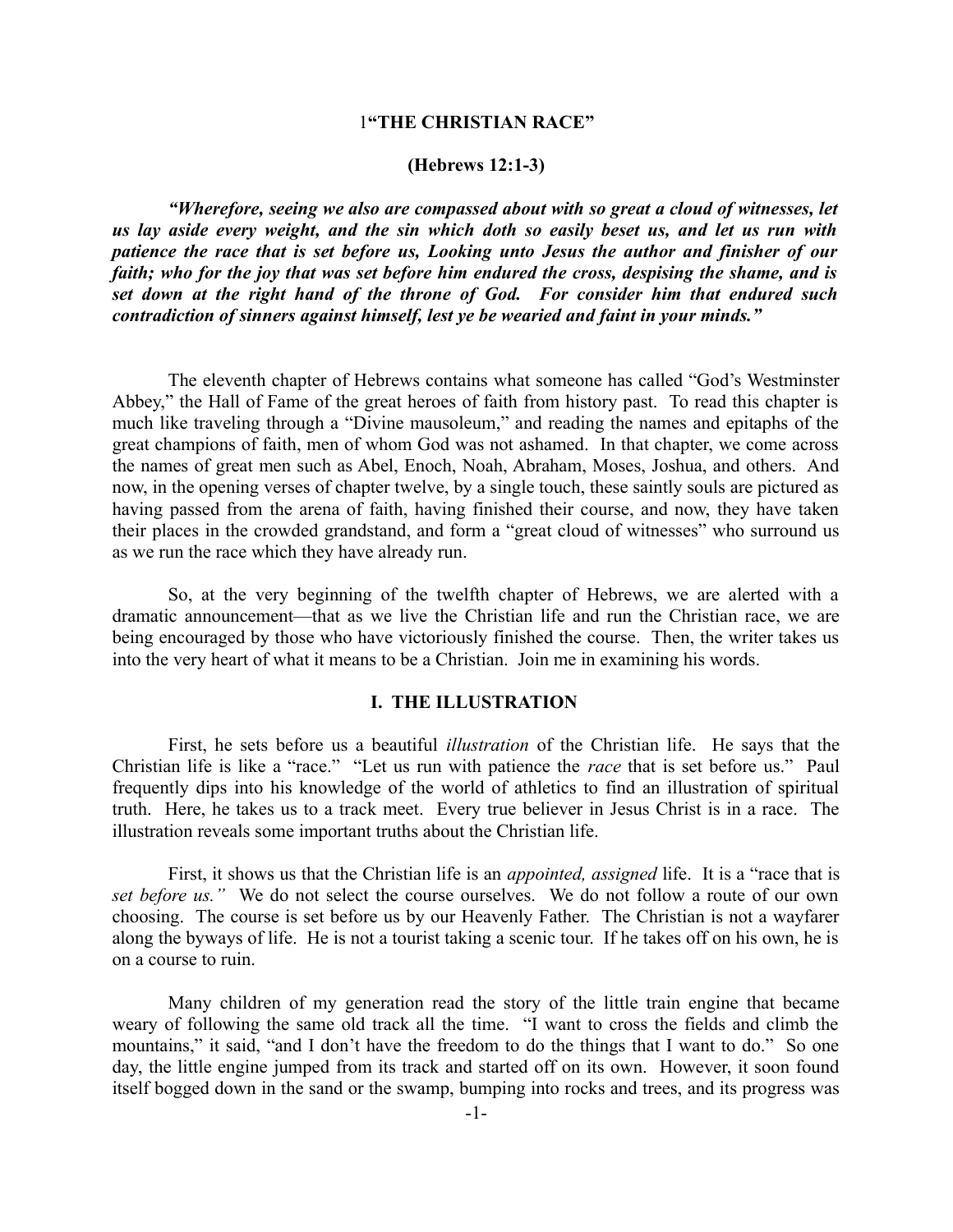# 1"THE CHRISTIAN RACE"

## (Hebrews 12:1-3)

***"Wherefore, seeing we also are compassed about with so great a cloud of witnesses, let us lay aside every weight, and the sin which doth so easily beset us, and let us run with patience the race that is set before us, Looking unto Jesus the author and finisher of our faith; who for the joy that was set before him endured the cross, despising the shame, and is set down at the right hand of the throne of God. For consider him that endured such contradiction of sinners against himself, lest ye be wearied and faint in your minds."***

The eleventh chapter of Hebrews contains what someone has called "God's Westminster Abbey," the Hall of Fame of the great heroes of faith from history past. To read this chapter is much like traveling through a "Divine mausoleum," and reading the names and epitaphs of the great champions of faith, men of whom God was not ashamed. In that chapter, we come across the names of great men such as Abel, Enoch, Noah, Abraham, Moses, Joshua, and others. And now, in the opening verses of chapter twelve, by a single touch, these saintly souls are pictured as having passed from the arena of faith, having finished their course, and now, they have taken their places in the crowded grandstand, and form a "great cloud of witnesses" who surround us as we run the race which they have already run.

So, at the very beginning of the twelfth chapter of Hebrews, we are alerted with a dramatic announcement—that as we live the Christian life and run the Christian race, we are being encouraged by those who have victoriously finished the course. Then, the writer takes us into the very heart of what it means to be a Christian. Join me in examining his words.

## I. THE ILLUSTRATION

First, he sets before us a beautiful *illustration* of the Christian life. He says that the Christian life is like a "race." "Let us run with patience the *race* that is set before us." Paul frequently dips into his knowledge of the world of athletics to find an illustration of spiritual truth. Here, he takes us to a track meet. Every true believer in Jesus Christ is in a race. The illustration reveals some important truths about the Christian life.

First, it shows us that the Christian life is an *appointed, assigned* life. It is a "race that is *set before us."* We do not select the course ourselves. We do not follow a route of our own choosing. The course is set before us by our Heavenly Father. The Christian is not a wayfarer along the byways of life. He is not a tourist taking a scenic tour. If he takes off on his own, he is on a course to ruin.

Many children of my generation read the story of the little train engine that became weary of following the same old track all the time. "I want to cross the fields and climb the mountains," it said, "and I don't have the freedom to do the things that I want to do." So one day, the little engine jumped from its track and started off on its own. However, it soon found itself bogged down in the sand or the swamp, bumping into rocks and trees, and its progress was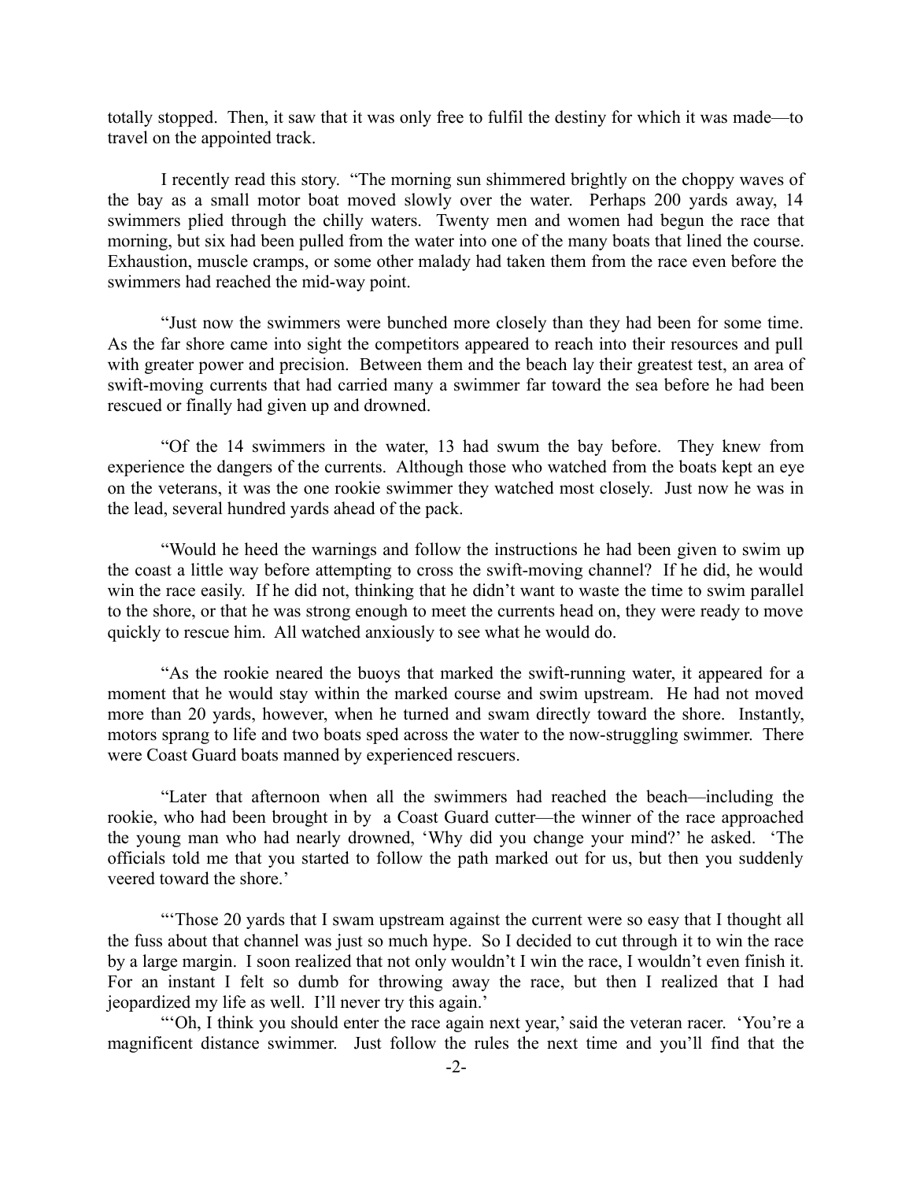totally stopped. Then, it saw that it was only free to fulfil the destiny for which it was made—to travel on the appointed track.

I recently read this story. "The morning sun shimmered brightly on the choppy waves of the bay as a small motor boat moved slowly over the water. Perhaps 200 yards away, 14 swimmers plied through the chilly waters. Twenty men and women had begun the race that morning, but six had been pulled from the water into one of the many boats that lined the course. Exhaustion, muscle cramps, or some other malady had taken them from the race even before the swimmers had reached the mid-way point.

"Just now the swimmers were bunched more closely than they had been for some time. As the far shore came into sight the competitors appeared to reach into their resources and pull with greater power and precision. Between them and the beach lay their greatest test, an area of swift-moving currents that had carried many a swimmer far toward the sea before he had been rescued or finally had given up and drowned.

"Of the 14 swimmers in the water, 13 had swum the bay before. They knew from experience the dangers of the currents. Although those who watched from the boats kept an eye on the veterans, it was the one rookie swimmer they watched most closely. Just now he was in the lead, several hundred yards ahead of the pack.

"Would he heed the warnings and follow the instructions he had been given to swim up the coast a little way before attempting to cross the swift-moving channel? If he did, he would win the race easily. If he did not, thinking that he didn't want to waste the time to swim parallel to the shore, or that he was strong enough to meet the currents head on, they were ready to move quickly to rescue him. All watched anxiously to see what he would do.

"As the rookie neared the buoys that marked the swift-running water, it appeared for a moment that he would stay within the marked course and swim upstream. He had not moved more than 20 yards, however, when he turned and swam directly toward the shore. Instantly, motors sprang to life and two boats sped across the water to the now-struggling swimmer. There were Coast Guard boats manned by experienced rescuers.

"Later that afternoon when all the swimmers had reached the beach—including the rookie, who had been brought in by a Coast Guard cutter—the winner of the race approached the young man who had nearly drowned, 'Why did you change your mind?' he asked. 'The officials told me that you started to follow the path marked out for us, but then you suddenly veered toward the shore.'

"'Those 20 yards that I swam upstream against the current were so easy that I thought all the fuss about that channel was just so much hype. So I decided to cut through it to win the race by a large margin. I soon realized that not only wouldn't I win the race, I wouldn't even finish it. For an instant I felt so dumb for throwing away the race, but then I realized that I had jeopardized my life as well. I'll never try this again.'

"'Oh, I think you should enter the race again next year,' said the veteran racer. 'You're a magnificent distance swimmer. Just follow the rules the next time and you'll find that the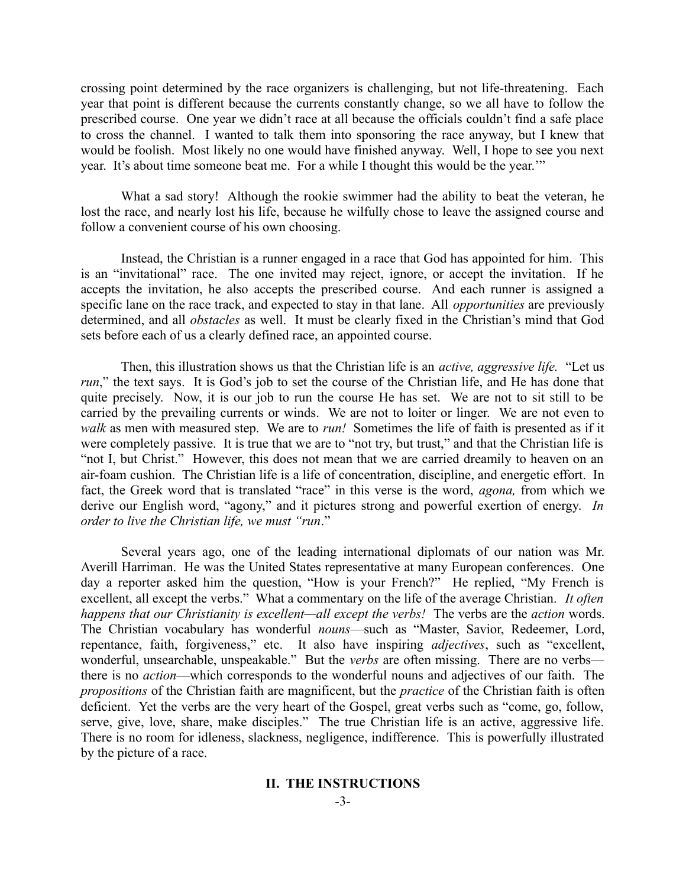crossing point determined by the race organizers is challenging, but not life-threatening. Each year that point is different because the currents constantly change, so we all have to follow the prescribed course. One year we didn't race at all because the officials couldn't find a safe place to cross the channel. I wanted to talk them into sponsoring the race anyway, but I knew that would be foolish. Most likely no one would have finished anyway. Well, I hope to see you next year. It's about time someone beat me. For a while I thought this would be the year.'"

What a sad story! Although the rookie swimmer had the ability to beat the veteran, he lost the race, and nearly lost his life, because he wilfully chose to leave the assigned course and follow a convenient course of his own choosing.

Instead, the Christian is a runner engaged in a race that God has appointed for him. This is an "invitational" race. The one invited may reject, ignore, or accept the invitation. If he accepts the invitation, he also accepts the prescribed course. And each runner is assigned a specific lane on the race track, and expected to stay in that lane. All *opportunities* are previously determined, and all *obstacles* as well. It must be clearly fixed in the Christian's mind that God sets before each of us a clearly defined race, an appointed course.

Then, this illustration shows us that the Christian life is an *active, aggressive life.* "Let us *run*," the text says. It is God's job to set the course of the Christian life, and He has done that quite precisely. Now, it is our job to run the course He has set. We are not to sit still to be carried by the prevailing currents or winds. We are not to loiter or linger. We are not even to *walk* as men with measured step. We are to *run!* Sometimes the life of faith is presented as if it were completely passive. It is true that we are to "not try, but trust," and that the Christian life is "not I, but Christ." However, this does not mean that we are carried dreamily to heaven on an air-foam cushion. The Christian life is a life of concentration, discipline, and energetic effort. In fact, the Greek word that is translated "race" in this verse is the word, *agona,* from which we derive our English word, "agony," and it pictures strong and powerful exertion of energy. *In order to live the Christian life, we must "run*."

Several years ago, one of the leading international diplomats of our nation was Mr. Averill Harriman. He was the United States representative at many European conferences. One day a reporter asked him the question, "How is your French?" He replied, "My French is excellent, all except the verbs." What a commentary on the life of the average Christian. *It often happens that our Christianity is excellent—all except the verbs!* The verbs are the *action* words. The Christian vocabulary has wonderful *nouns*—such as "Master, Savior, Redeemer, Lord, repentance, faith, forgiveness," etc. It also have inspiring *adjectives*, such as "excellent, wonderful, unsearchable, unspeakable." But the *verbs* are often missing. There are no verbs—there is no *action*—which corresponds to the wonderful nouns and adjectives of our faith. The *propositions* of the Christian faith are magnificent, but the *practice* of the Christian faith is often deficient. Yet the verbs are the very heart of the Gospel, great verbs such as "come, go, follow, serve, give, love, share, make disciples." The true Christian life is an active, aggressive life. There is no room for idleness, slackness, negligence, indifference. This is powerfully illustrated by the picture of a race.

## II. THE INSTRUCTIONS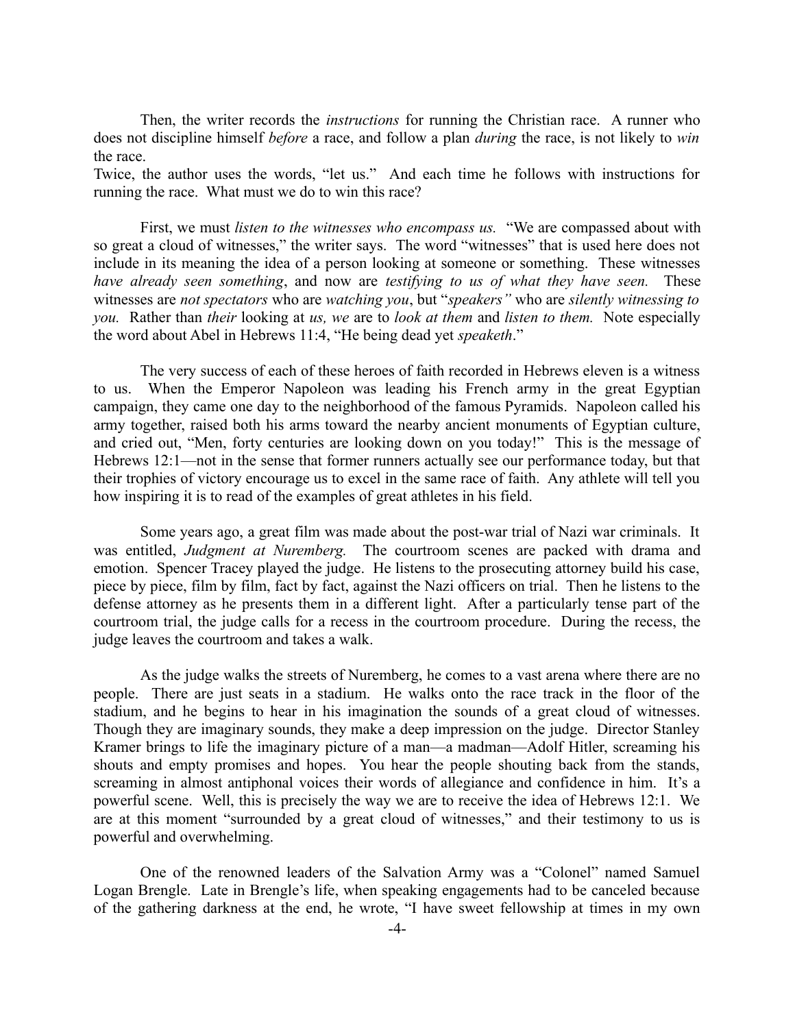Then, the writer records the *instructions* for running the Christian race. A runner who does not discipline himself *before* a race, and follow a plan *during* the race, is not likely to *win* the race.
Twice, the author uses the words, "let us." And each time he follows with instructions for running the race. What must we do to win this race?

First, we must *listen to the witnesses who encompass us.* "We are compassed about with so great a cloud of witnesses," the writer says. The word "witnesses" that is used here does not include in its meaning the idea of a person looking at someone or something. These witnesses *have already seen something*, and now are *testifying to us of what they have seen.* These witnesses are *not spectators* who are *watching you*, but "*speakers"* who are *silently witnessing to you.* Rather than *their* looking at *us, we* are to *look at them* and *listen to them.* Note especially the word about Abel in Hebrews 11:4, "He being dead yet *speaketh*."

The very success of each of these heroes of faith recorded in Hebrews eleven is a witness to us. When the Emperor Napoleon was leading his French army in the great Egyptian campaign, they came one day to the neighborhood of the famous Pyramids. Napoleon called his army together, raised both his arms toward the nearby ancient monuments of Egyptian culture, and cried out, "Men, forty centuries are looking down on you today!" This is the message of Hebrews 12:1—not in the sense that former runners actually see our performance today, but that their trophies of victory encourage us to excel in the same race of faith. Any athlete will tell you how inspiring it is to read of the examples of great athletes in his field.

Some years ago, a great film was made about the post-war trial of Nazi war criminals. It was entitled, *Judgment at Nuremberg.* The courtroom scenes are packed with drama and emotion. Spencer Tracey played the judge. He listens to the prosecuting attorney build his case, piece by piece, film by film, fact by fact, against the Nazi officers on trial. Then he listens to the defense attorney as he presents them in a different light. After a particularly tense part of the courtroom trial, the judge calls for a recess in the courtroom procedure. During the recess, the judge leaves the courtroom and takes a walk.

As the judge walks the streets of Nuremberg, he comes to a vast arena where there are no people. There are just seats in a stadium. He walks onto the race track in the floor of the stadium, and he begins to hear in his imagination the sounds of a great cloud of witnesses. Though they are imaginary sounds, they make a deep impression on the judge. Director Stanley Kramer brings to life the imaginary picture of a man—a madman—Adolf Hitler, screaming his shouts and empty promises and hopes. You hear the people shouting back from the stands, screaming in almost antiphonal voices their words of allegiance and confidence in him. It's a powerful scene. Well, this is precisely the way we are to receive the idea of Hebrews 12:1. We are at this moment "surrounded by a great cloud of witnesses," and their testimony to us is powerful and overwhelming.

One of the renowned leaders of the Salvation Army was a "Colonel" named Samuel Logan Brengle. Late in Brengle's life, when speaking engagements had to be canceled because of the gathering darkness at the end, he wrote, "I have sweet fellowship at times in my own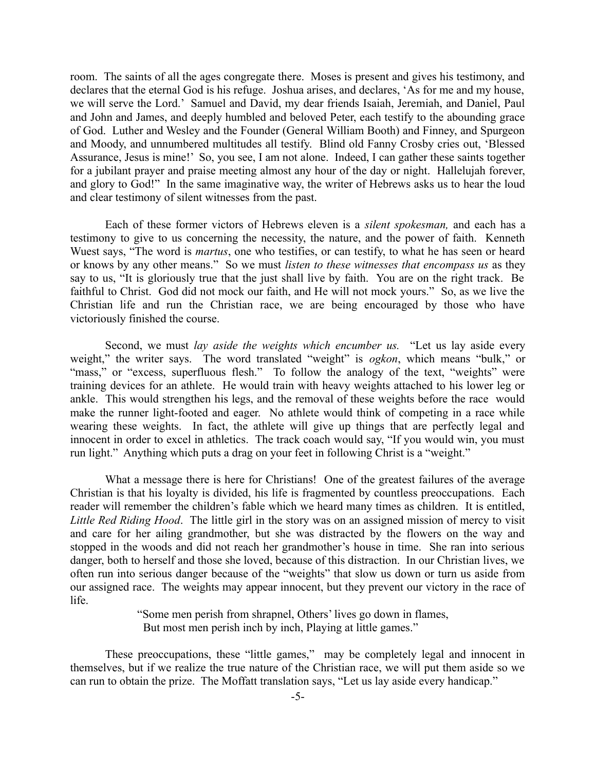room. The saints of all the ages congregate there. Moses is present and gives his testimony, and declares that the eternal God is his refuge. Joshua arises, and declares, 'As for me and my house, we will serve the Lord.' Samuel and David, my dear friends Isaiah, Jeremiah, and Daniel, Paul and John and James, and deeply humbled and beloved Peter, each testify to the abounding grace of God. Luther and Wesley and the Founder (General William Booth) and Finney, and Spurgeon and Moody, and unnumbered multitudes all testify. Blind old Fanny Crosby cries out, 'Blessed Assurance, Jesus is mine!' So, you see, I am not alone. Indeed, I can gather these saints together for a jubilant prayer and praise meeting almost any hour of the day or night. Hallelujah forever, and glory to God!" In the same imaginative way, the writer of Hebrews asks us to hear the loud and clear testimony of silent witnesses from the past.

Each of these former victors of Hebrews eleven is a *silent spokesman,* and each has a testimony to give to us concerning the necessity, the nature, and the power of faith. Kenneth Wuest says, "The word is *martus*, one who testifies, or can testify, to what he has seen or heard or knows by any other means." So we must *listen to these witnesses that encompass us* as they say to us, "It is gloriously true that the just shall live by faith. You are on the right track. Be faithful to Christ. God did not mock our faith, and He will not mock yours." So, as we live the Christian life and run the Christian race, we are being encouraged by those who have victoriously finished the course.

Second, we must *lay aside the weights which encumber us.* "Let us lay aside every weight," the writer says. The word translated "weight" is *ogkon*, which means "bulk," or "mass," or "excess, superfluous flesh." To follow the analogy of the text, "weights" were training devices for an athlete. He would train with heavy weights attached to his lower leg or ankle. This would strengthen his legs, and the removal of these weights before the race would make the runner light-footed and eager. No athlete would think of competing in a race while wearing these weights. In fact, the athlete will give up things that are perfectly legal and innocent in order to excel in athletics. The track coach would say, "If you would win, you must run light." Anything which puts a drag on your feet in following Christ is a "weight."

What a message there is here for Christians! One of the greatest failures of the average Christian is that his loyalty is divided, his life is fragmented by countless preoccupations. Each reader will remember the children's fable which we heard many times as children. It is entitled, *Little Red Riding Hood*. The little girl in the story was on an assigned mission of mercy to visit and care for her ailing grandmother, but she was distracted by the flowers on the way and stopped in the woods and did not reach her grandmother's house in time. She ran into serious danger, both to herself and those she loved, because of this distraction. In our Christian lives, we often run into serious danger because of the "weights" that slow us down or turn us aside from our assigned race. The weights may appear innocent, but they prevent our victory in the race of life.

> "Some men perish from shrapnel, Others' lives go down in flames,
> But most men perish inch by inch, Playing at little games."

These preoccupations, these "little games," may be completely legal and innocent in themselves, but if we realize the true nature of the Christian race, we will put them aside so we can run to obtain the prize. The Moffatt translation says, "Let us lay aside every handicap."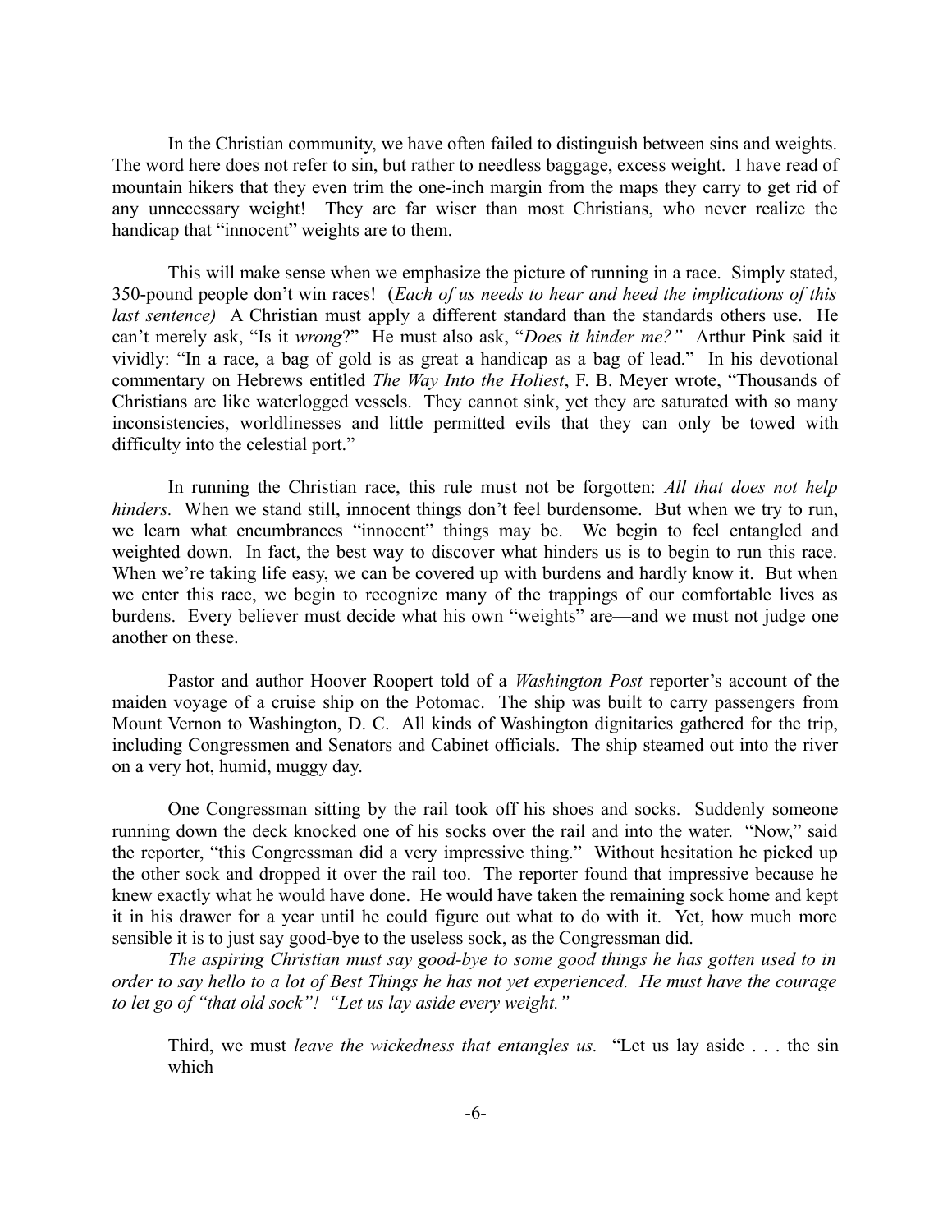In the Christian community, we have often failed to distinguish between sins and weights. The word here does not refer to sin, but rather to needless baggage, excess weight. I have read of mountain hikers that they even trim the one-inch margin from the maps they carry to get rid of any unnecessary weight! They are far wiser than most Christians, who never realize the handicap that "innocent" weights are to them.

This will make sense when we emphasize the picture of running in a race. Simply stated, 350-pound people don't win races! (*Each of us needs to hear and heed the implications of this last sentence)* A Christian must apply a different standard than the standards others use. He can't merely ask, "Is it *wrong*?" He must also ask, "*Does it hinder me?"* Arthur Pink said it vividly: "In a race, a bag of gold is as great a handicap as a bag of lead." In his devotional commentary on Hebrews entitled *The Way Into the Holiest*, F. B. Meyer wrote, "Thousands of Christians are like waterlogged vessels. They cannot sink, yet they are saturated with so many inconsistencies, worldlinesses and little permitted evils that they can only be towed with difficulty into the celestial port."

In running the Christian race, this rule must not be forgotten: *All that does not help hinders.* When we stand still, innocent things don't feel burdensome. But when we try to run, we learn what encumbrances "innocent" things may be. We begin to feel entangled and weighted down. In fact, the best way to discover what hinders us is to begin to run this race. When we're taking life easy, we can be covered up with burdens and hardly know it. But when we enter this race, we begin to recognize many of the trappings of our comfortable lives as burdens. Every believer must decide what his own "weights" are—and we must not judge one another on these.

Pastor and author Hoover Roopert told of a *Washington Post* reporter's account of the maiden voyage of a cruise ship on the Potomac. The ship was built to carry passengers from Mount Vernon to Washington, D. C. All kinds of Washington dignitaries gathered for the trip, including Congressmen and Senators and Cabinet officials. The ship steamed out into the river on a very hot, humid, muggy day.

One Congressman sitting by the rail took off his shoes and socks. Suddenly someone running down the deck knocked one of his socks over the rail and into the water. "Now," said the reporter, "this Congressman did a very impressive thing." Without hesitation he picked up the other sock and dropped it over the rail too. The reporter found that impressive because he knew exactly what he would have done. He would have taken the remaining sock home and kept it in his drawer for a year until he could figure out what to do with it. Yet, how much more sensible it is to just say good-bye to the useless sock, as the Congressman did.

*The aspiring Christian must say good-bye to some good things he has gotten used to in order to say hello to a lot of Best Things he has not yet experienced. He must have the courage to let go of "that old sock"! "Let us lay aside every weight."*

Third, we must *leave the wickedness that entangles us.* "Let us lay aside . . . the sin which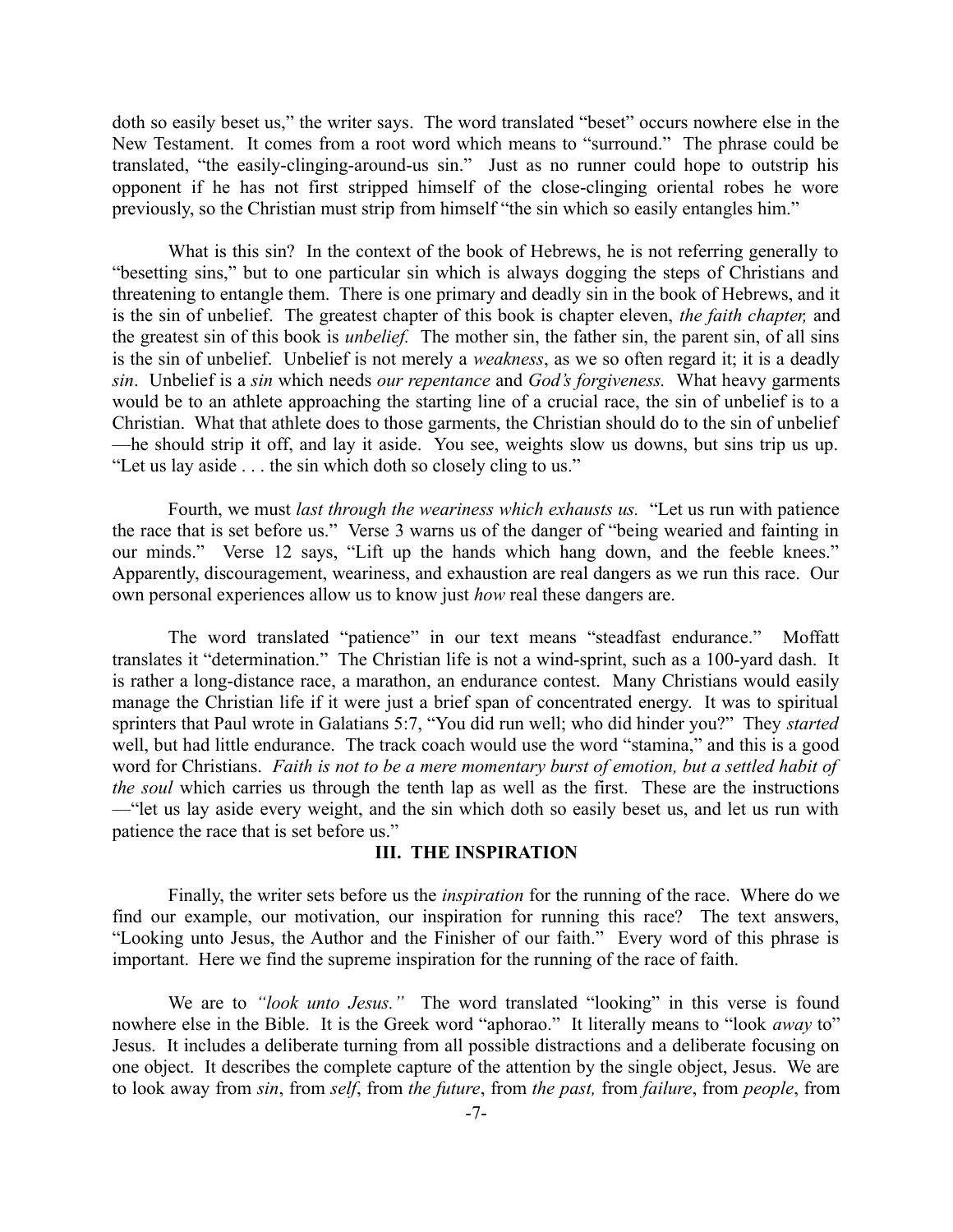doth so easily beset us," the writer says. The word translated "beset" occurs nowhere else in the New Testament. It comes from a root word which means to "surround." The phrase could be translated, "the easily-clinging-around-us sin." Just as no runner could hope to outstrip his opponent if he has not first stripped himself of the close-clinging oriental robes he wore previously, so the Christian must strip from himself "the sin which so easily entangles him."

What is this sin? In the context of the book of Hebrews, he is not referring generally to "besetting sins," but to one particular sin which is always dogging the steps of Christians and threatening to entangle them. There is one primary and deadly sin in the book of Hebrews, and it is the sin of unbelief. The greatest chapter of this book is chapter eleven, *the faith chapter,* and the greatest sin of this book is *unbelief.* The mother sin, the father sin, the parent sin, of all sins is the sin of unbelief. Unbelief is not merely a *weakness*, as we so often regard it; it is a deadly *sin*. Unbelief is a *sin* which needs *our repentance* and *God's forgiveness.* What heavy garments would be to an athlete approaching the starting line of a crucial race, the sin of unbelief is to a Christian. What that athlete does to those garments, the Christian should do to the sin of unbelief—he should strip it off, and lay it aside. You see, weights slow us downs, but sins trip us up. "Let us lay aside . . . the sin which doth so closely cling to us."

Fourth, we must *last through the weariness which exhausts us.* "Let us run with patience the race that is set before us." Verse 3 warns us of the danger of "being wearied and fainting in our minds." Verse 12 says, "Lift up the hands which hang down, and the feeble knees." Apparently, discouragement, weariness, and exhaustion are real dangers as we run this race. Our own personal experiences allow us to know just *how* real these dangers are.

The word translated "patience" in our text means "steadfast endurance." Moffatt translates it "determination." The Christian life is not a wind-sprint, such as a 100-yard dash. It is rather a long-distance race, a marathon, an endurance contest. Many Christians would easily manage the Christian life if it were just a brief span of concentrated energy. It was to spiritual sprinters that Paul wrote in Galatians 5:7, "You did run well; who did hinder you?" They *started* well, but had little endurance. The track coach would use the word "stamina," and this is a good word for Christians. *Faith is not to be a mere momentary burst of emotion, but a settled habit of the soul* which carries us through the tenth lap as well as the first. These are the instructions—"let us lay aside every weight, and the sin which doth so easily beset us, and let us run with patience the race that is set before us."

## III. THE INSPIRATION

Finally, the writer sets before us the *inspiration* for the running of the race. Where do we find our example, our motivation, our inspiration for running this race? The text answers, "Looking unto Jesus, the Author and the Finisher of our faith." Every word of this phrase is important. Here we find the supreme inspiration for the running of the race of faith.

We are to *"look unto Jesus."* The word translated "looking" in this verse is found nowhere else in the Bible. It is the Greek word "aphorao." It literally means to "look *away* to" Jesus. It includes a deliberate turning from all possible distractions and a deliberate focusing on one object. It describes the complete capture of the attention by the single object, Jesus. We are to look away from *sin*, from *self*, from *the future*, from *the past,* from *failure*, from *people*, from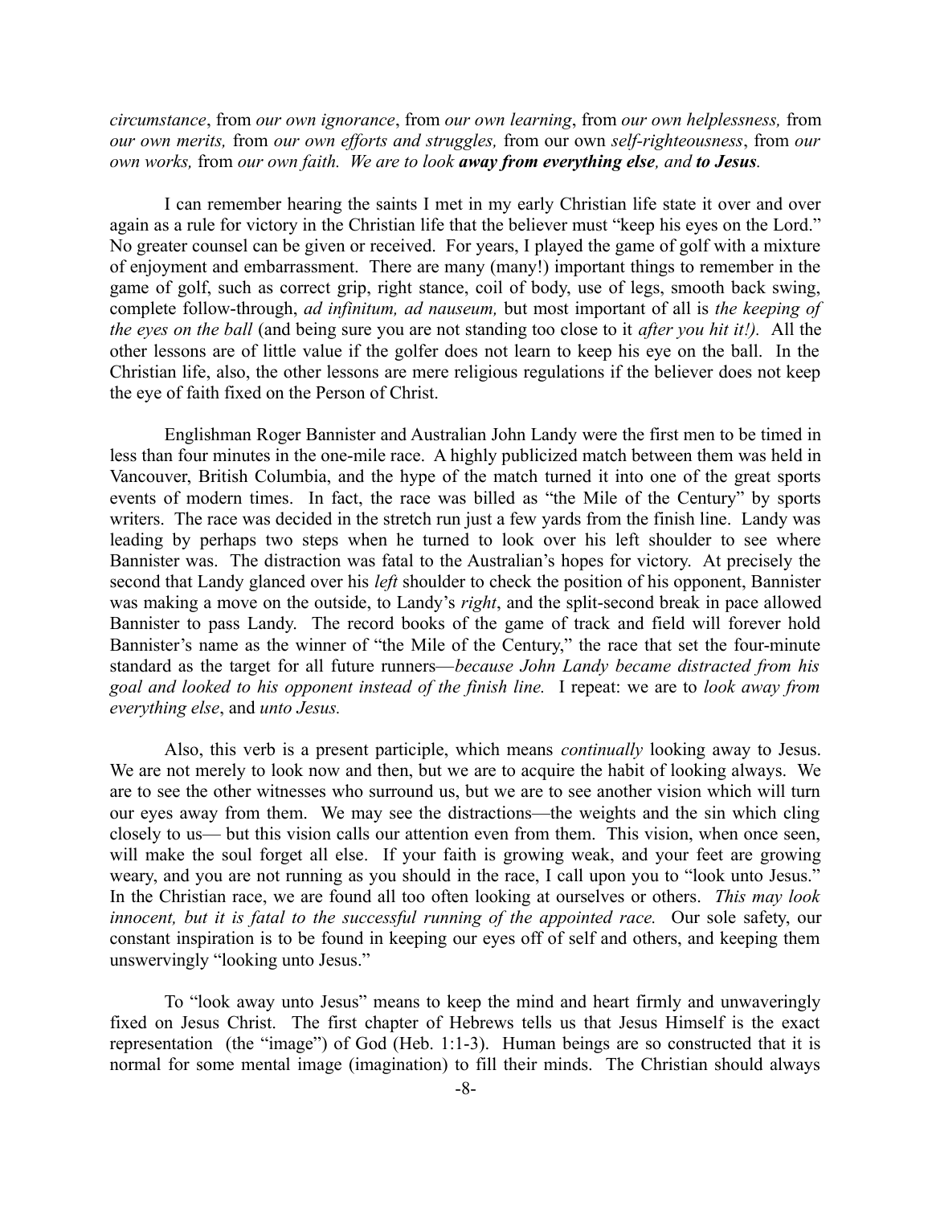*circumstance*, from *our own ignorance*, from *our own learning*, from *our own helplessness,* from *our own merits,* from *our own efforts and struggles,* from our own *self-righteousness*, from *our own works,* from *our own faith. We are to look **away from everything else**, and **to Jesus**.*

I can remember hearing the saints I met in my early Christian life state it over and over again as a rule for victory in the Christian life that the believer must "keep his eyes on the Lord." No greater counsel can be given or received. For years, I played the game of golf with a mixture of enjoyment and embarrassment. There are many (many!) important things to remember in the game of golf, such as correct grip, right stance, coil of body, use of legs, smooth back swing, complete follow-through, *ad infinitum, ad nauseum,* but most important of all is *the keeping of the eyes on the ball* (and being sure you are not standing too close to it *after you hit it!).* All the other lessons are of little value if the golfer does not learn to keep his eye on the ball. In the Christian life, also, the other lessons are mere religious regulations if the believer does not keep the eye of faith fixed on the Person of Christ.

Englishman Roger Bannister and Australian John Landy were the first men to be timed in less than four minutes in the one-mile race. A highly publicized match between them was held in Vancouver, British Columbia, and the hype of the match turned it into one of the great sports events of modern times. In fact, the race was billed as "the Mile of the Century" by sports writers. The race was decided in the stretch run just a few yards from the finish line. Landy was leading by perhaps two steps when he turned to look over his left shoulder to see where Bannister was. The distraction was fatal to the Australian's hopes for victory. At precisely the second that Landy glanced over his *left* shoulder to check the position of his opponent, Bannister was making a move on the outside, to Landy's *right*, and the split-second break in pace allowed Bannister to pass Landy. The record books of the game of track and field will forever hold Bannister's name as the winner of "the Mile of the Century," the race that set the four-minute standard as the target for all future runners—*because John Landy became distracted from his goal and looked to his opponent instead of the finish line.* I repeat: we are to *look away from everything else*, and *unto Jesus.*

Also, this verb is a present participle, which means *continually* looking away to Jesus. We are not merely to look now and then, but we are to acquire the habit of looking always. We are to see the other witnesses who surround us, but we are to see another vision which will turn our eyes away from them. We may see the distractions—the weights and the sin which cling closely to us— but this vision calls our attention even from them. This vision, when once seen, will make the soul forget all else. If your faith is growing weak, and your feet are growing weary, and you are not running as you should in the race, I call upon you to "look unto Jesus." In the Christian race, we are found all too often looking at ourselves or others. *This may look innocent, but it is fatal to the successful running of the appointed race.* Our sole safety, our constant inspiration is to be found in keeping our eyes off of self and others, and keeping them unswervingly "looking unto Jesus."

To "look away unto Jesus" means to keep the mind and heart firmly and unwaveringly fixed on Jesus Christ. The first chapter of Hebrews tells us that Jesus Himself is the exact representation (the "image") of God (Heb. 1:1-3). Human beings are so constructed that it is normal for some mental image (imagination) to fill their minds. The Christian should always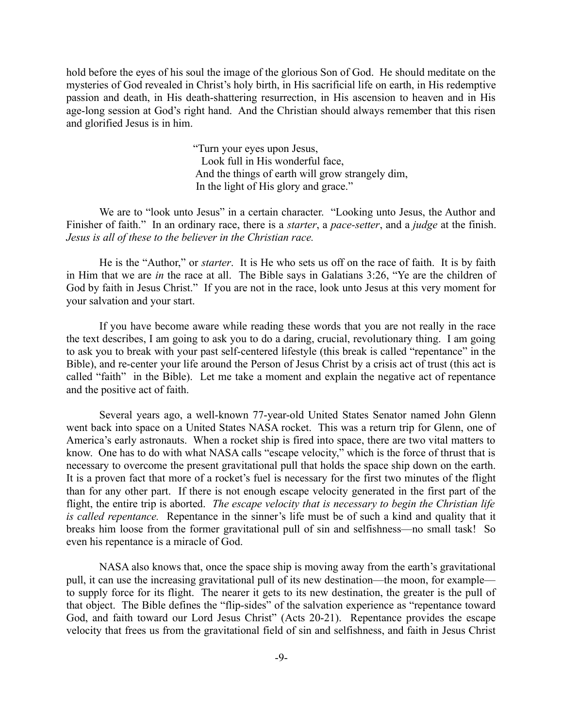hold before the eyes of his soul the image of the glorious Son of God. He should meditate on the mysteries of God revealed in Christ's holy birth, in His sacrificial life on earth, in His redemptive passion and death, in His death-shattering resurrection, in His ascension to heaven and in His age-long session at God's right hand. And the Christian should always remember that this risen and glorified Jesus is in him.

> "Turn your eyes upon Jesus,
> Look full in His wonderful face,
> And the things of earth will grow strangely dim,
> In the light of His glory and grace."

We are to "look unto Jesus" in a certain character. "Looking unto Jesus, the Author and Finisher of faith." In an ordinary race, there is a *starter*, a *pace-setter*, and a *judge* at the finish. *Jesus is all of these to the believer in the Christian race.*

He is the "Author," or *starter*. It is He who sets us off on the race of faith. It is by faith in Him that we are *in* the race at all. The Bible says in Galatians 3:26, "Ye are the children of God by faith in Jesus Christ." If you are not in the race, look unto Jesus at this very moment for your salvation and your start.

If you have become aware while reading these words that you are not really in the race the text describes, I am going to ask you to do a daring, crucial, revolutionary thing. I am going to ask you to break with your past self-centered lifestyle (this break is called "repentance" in the Bible), and re-center your life around the Person of Jesus Christ by a crisis act of trust (this act is called "faith" in the Bible). Let me take a moment and explain the negative act of repentance and the positive act of faith.

Several years ago, a well-known 77-year-old United States Senator named John Glenn went back into space on a United States NASA rocket. This was a return trip for Glenn, one of America's early astronauts. When a rocket ship is fired into space, there are two vital matters to know. One has to do with what NASA calls "escape velocity," which is the force of thrust that is necessary to overcome the present gravitational pull that holds the space ship down on the earth. It is a proven fact that more of a rocket's fuel is necessary for the first two minutes of the flight than for any other part. If there is not enough escape velocity generated in the first part of the flight, the entire trip is aborted. *The escape velocity that is necessary to begin the Christian life is called repentance.* Repentance in the sinner's life must be of such a kind and quality that it breaks him loose from the former gravitational pull of sin and selfishness—no small task! So even his repentance is a miracle of God.

NASA also knows that, once the space ship is moving away from the earth's gravitational pull, it can use the increasing gravitational pull of its new destination—the moon, for example—to supply force for its flight. The nearer it gets to its new destination, the greater is the pull of that object. The Bible defines the "flip-sides" of the salvation experience as "repentance toward God, and faith toward our Lord Jesus Christ" (Acts 20-21). Repentance provides the escape velocity that frees us from the gravitational field of sin and selfishness, and faith in Jesus Christ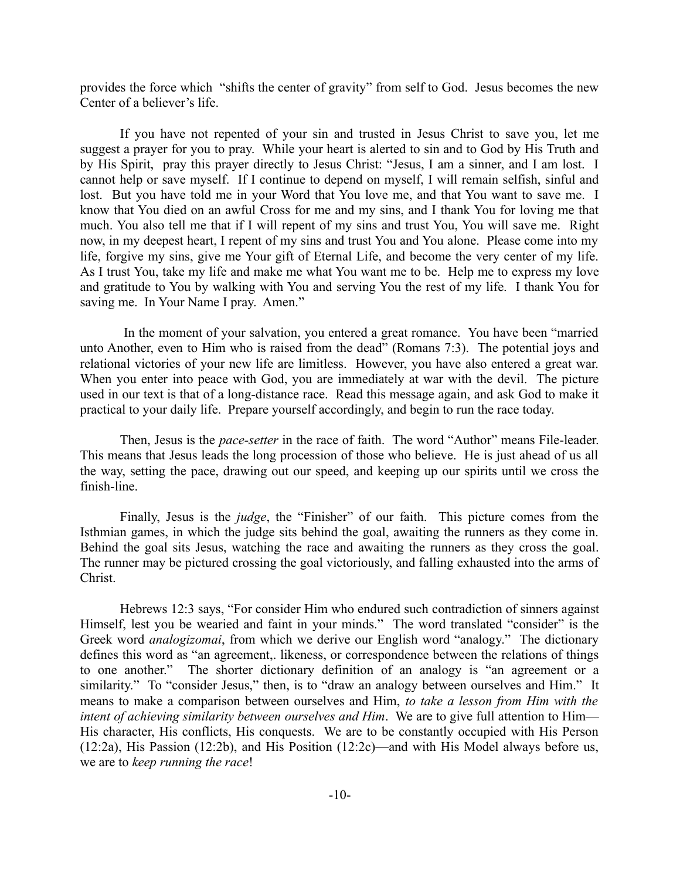provides the force which "shifts the center of gravity" from self to God. Jesus becomes the new Center of a believer's life.

If you have not repented of your sin and trusted in Jesus Christ to save you, let me suggest a prayer for you to pray. While your heart is alerted to sin and to God by His Truth and by His Spirit, pray this prayer directly to Jesus Christ: "Jesus, I am a sinner, and I am lost. I cannot help or save myself. If I continue to depend on myself, I will remain selfish, sinful and lost. But you have told me in your Word that You love me, and that You want to save me. I know that You died on an awful Cross for me and my sins, and I thank You for loving me that much. You also tell me that if I will repent of my sins and trust You, You will save me. Right now, in my deepest heart, I repent of my sins and trust You and You alone. Please come into my life, forgive my sins, give me Your gift of Eternal Life, and become the very center of my life. As I trust You, take my life and make me what You want me to be. Help me to express my love and gratitude to You by walking with You and serving You the rest of my life. I thank You for saving me. In Your Name I pray. Amen."

In the moment of your salvation, you entered a great romance. You have been "married unto Another, even to Him who is raised from the dead" (Romans 7:3). The potential joys and relational victories of your new life are limitless. However, you have also entered a great war. When you enter into peace with God, you are immediately at war with the devil. The picture used in our text is that of a long-distance race. Read this message again, and ask God to make it practical to your daily life. Prepare yourself accordingly, and begin to run the race today.

Then, Jesus is the *pace-setter* in the race of faith. The word "Author" means File-leader. This means that Jesus leads the long procession of those who believe. He is just ahead of us all the way, setting the pace, drawing out our speed, and keeping up our spirits until we cross the finish-line.

Finally, Jesus is the *judge*, the "Finisher" of our faith. This picture comes from the Isthmian games, in which the judge sits behind the goal, awaiting the runners as they come in. Behind the goal sits Jesus, watching the race and awaiting the runners as they cross the goal. The runner may be pictured crossing the goal victoriously, and falling exhausted into the arms of Christ.

Hebrews 12:3 says, "For consider Him who endured such contradiction of sinners against Himself, lest you be wearied and faint in your minds." The word translated "consider" is the Greek word *analogizomai*, from which we derive our English word "analogy." The dictionary defines this word as "an agreement,. likeness, or correspondence between the relations of things to one another." The shorter dictionary definition of an analogy is "an agreement or a similarity." To "consider Jesus," then, is to "draw an analogy between ourselves and Him." It means to make a comparison between ourselves and Him, *to take a lesson from Him with the intent of achieving similarity between ourselves and Him*. We are to give full attention to Him—His character, His conflicts, His conquests. We are to be constantly occupied with His Person (12:2a), His Passion (12:2b), and His Position (12:2c)—and with His Model always before us, we are to *keep running the race*!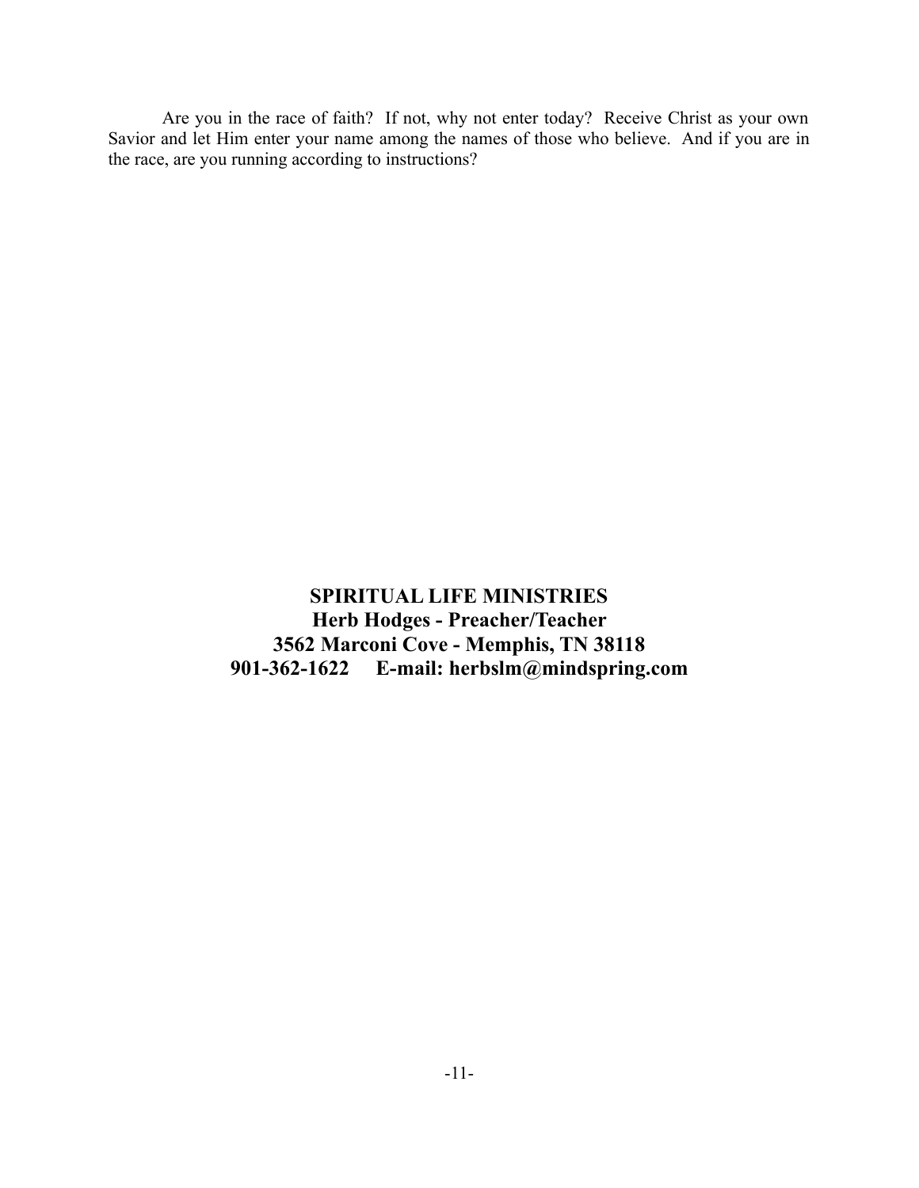Are you in the race of faith? If not, why not enter today? Receive Christ as your own Savior and let Him enter your name among the names of those who believe. And if you are in the race, are you running according to instructions?

**SPIRITUAL LIFE MINISTRIES**
**Herb Hodges - Preacher/Teacher**
**3562 Marconi Cove - Memphis, TN 38118**
**901-362-1622 E-mail: herbslm@mindspring.com**